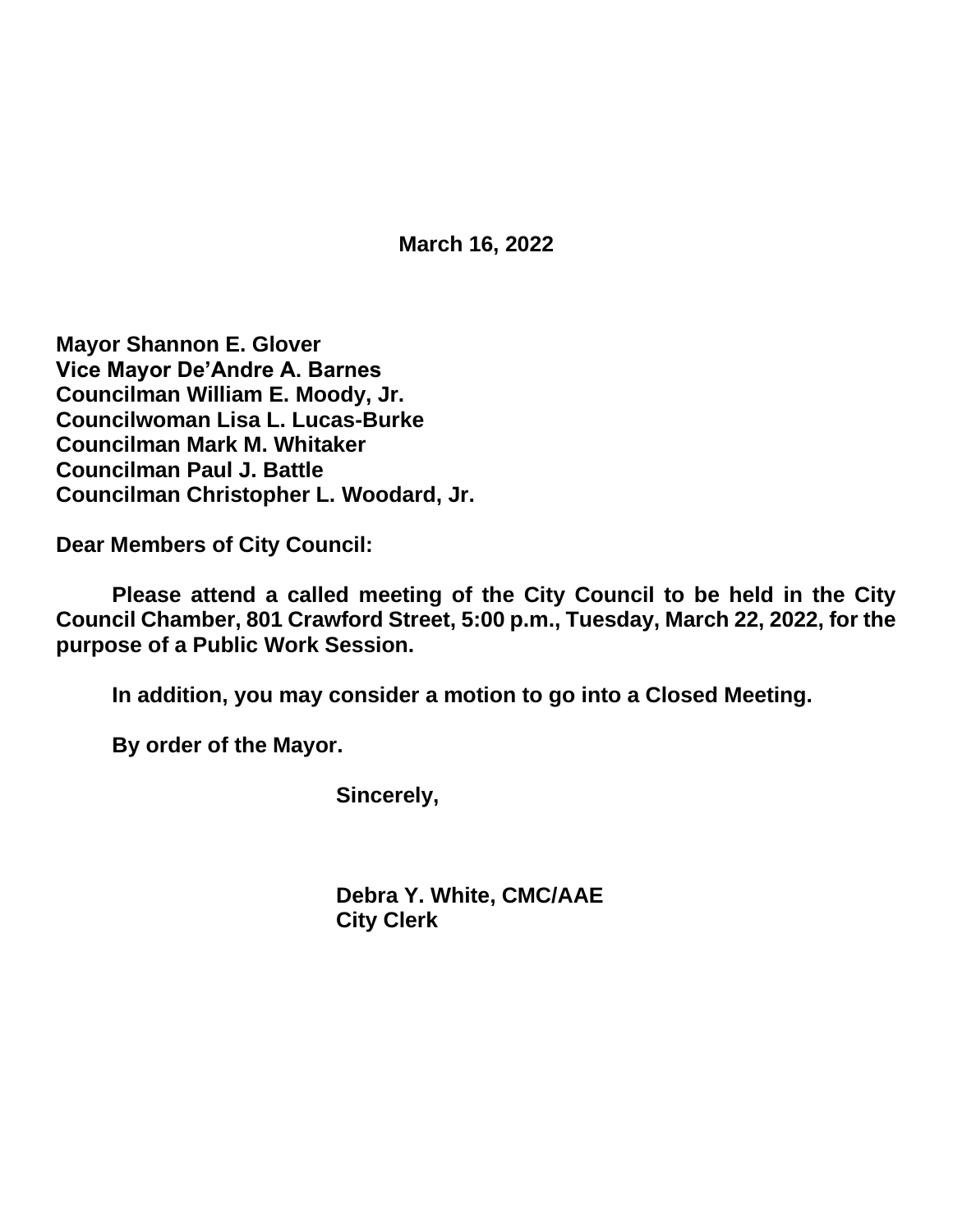**March 16, 2022**

**Mayor Shannon E. Glover**
**Vice Mayor De'Andre A. Barnes**
**Councilman William E. Moody, Jr.**
**Councilwoman Lisa L. Lucas-Burke**
**Councilman Mark M. Whitaker**
**Councilman Paul J. Battle**
**Councilman Christopher L. Woodard, Jr.**

**Dear Members of City Council:**

**Please attend a called meeting of the City Council to be held in the City Council Chamber, 801 Crawford Street, 5:00 p.m., Tuesday, March 22, 2022, for the purpose of a Public Work Session.**

**In addition, you may consider a motion to go into a Closed Meeting.**

**By order of the Mayor.**

**Sincerely,**

**Debra Y. White, CMC/AAE**
**City Clerk**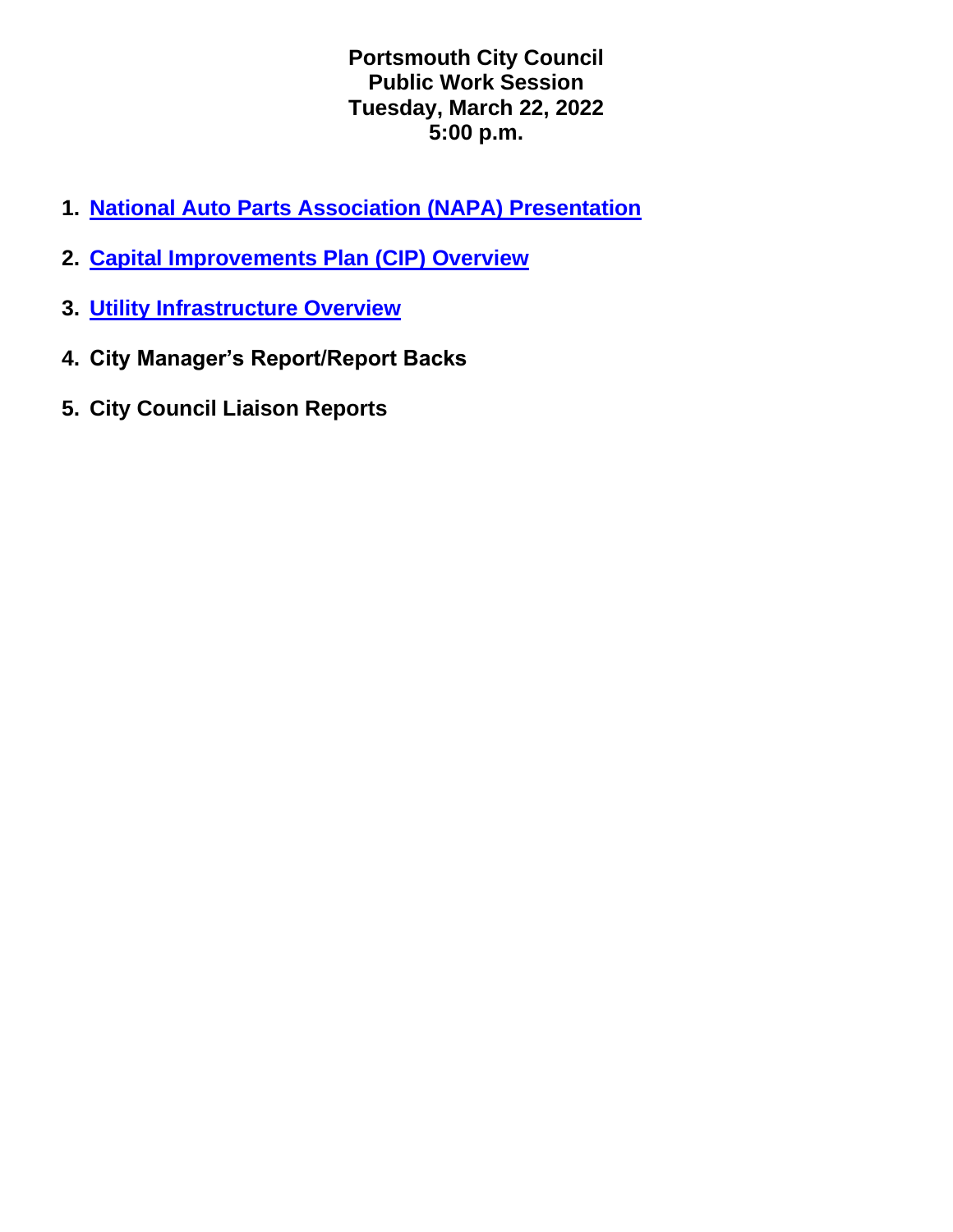**Portsmouth City Council**
**Public Work Session**
**Tuesday, March 22, 2022**
**5:00 p.m.**

1. **National Auto Parts Association (NAPA) Presentation**
2. **Capital Improvements Plan (CIP) Overview**
3. **Utility Infrastructure Overview**
4. **City Manager's Report/Report Backs**
5. **City Council Liaison Reports**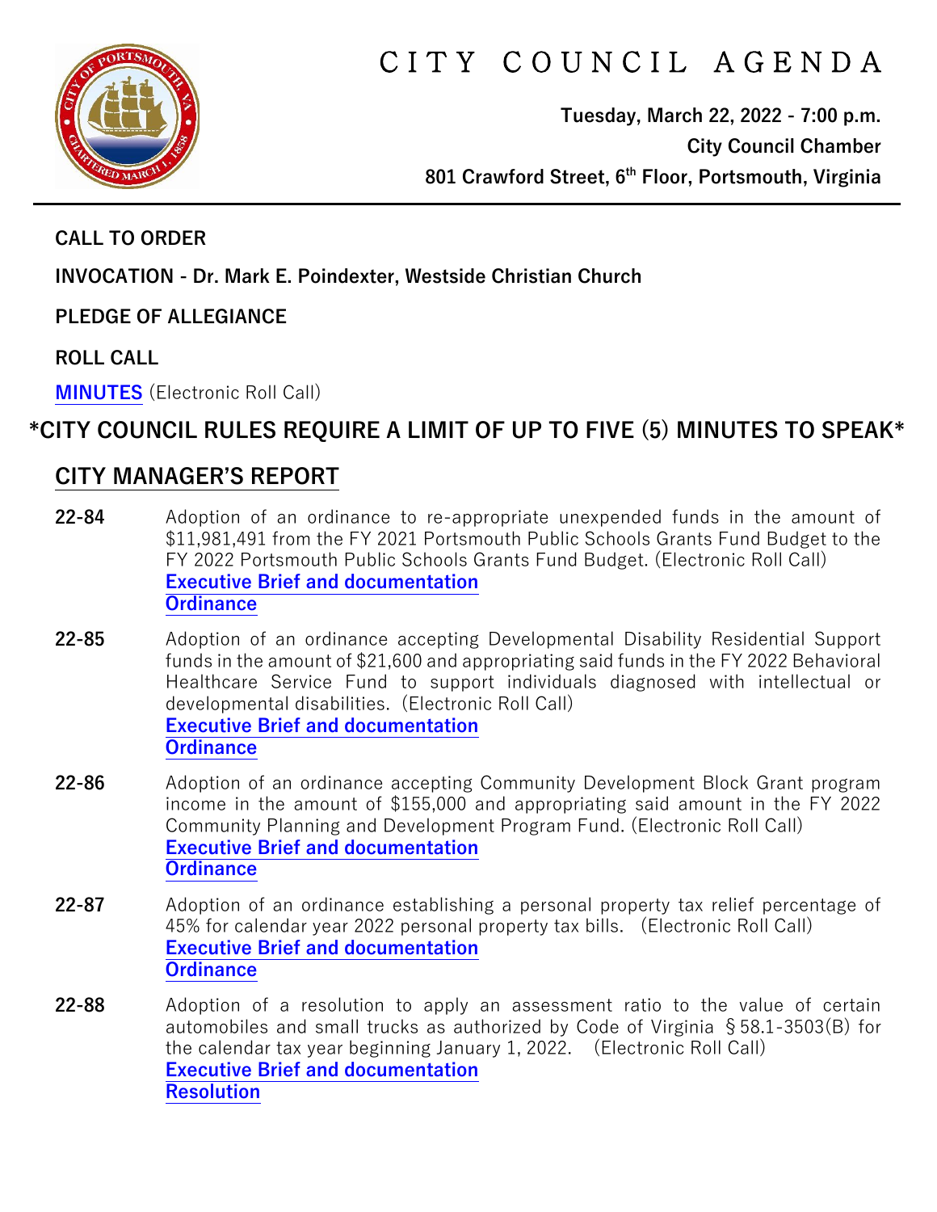# CITY COUNCIL AGENDA

**Tuesday, March 22, 2022 - 7:00 p.m.**

**City Council Chamber**

**801 Crawford Street, 6th Floor, Portsmouth, Virginia**

**CALL TO ORDER**

**INVOCATION - Dr. Mark E. Poindexter, Westside Christian Church**

**PLEDGE OF ALLEGIANCE**

**ROLL CALL**

**MINUTES** (Electronic Roll Call)

## *CITY COUNCIL RULES REQUIRE A LIMIT OF UP TO FIVE (5) MINUTES TO SPEAK*

## CITY MANAGER'S REPORT

**22-84** Adoption of an ordinance to re-appropriate unexpended funds in the amount of $11,981,491 from the FY 2021 Portsmouth Public Schools Grants Fund Budget to the FY 2022 Portsmouth Public Schools Grants Fund Budget. (Electronic Roll Call)
**Executive Brief and documentation**
**Ordinance**

**22-85** Adoption of an ordinance accepting Developmental Disability Residential Support funds in the amount of $21,600 and appropriating said funds in the FY 2022 Behavioral Healthcare Service Fund to support individuals diagnosed with intellectual or developmental disabilities. (Electronic Roll Call)
**Executive Brief and documentation**
**Ordinance**

**22-86** Adoption of an ordinance accepting Community Development Block Grant program income in the amount of $155,000 and appropriating said amount in the FY 2022 Community Planning and Development Program Fund. (Electronic Roll Call)
**Executive Brief and documentation**
**Ordinance**

**22-87** Adoption of an ordinance establishing a personal property tax relief percentage of 45% for calendar year 2022 personal property tax bills. (Electronic Roll Call)
**Executive Brief and documentation**
**Ordinance**

**22-88** Adoption of a resolution to apply an assessment ratio to the value of certain automobiles and small trucks as authorized by Code of Virginia §58.1-3503(B) for the calendar tax year beginning January 1, 2022. (Electronic Roll Call)
**Executive Brief and documentation**
**Resolution**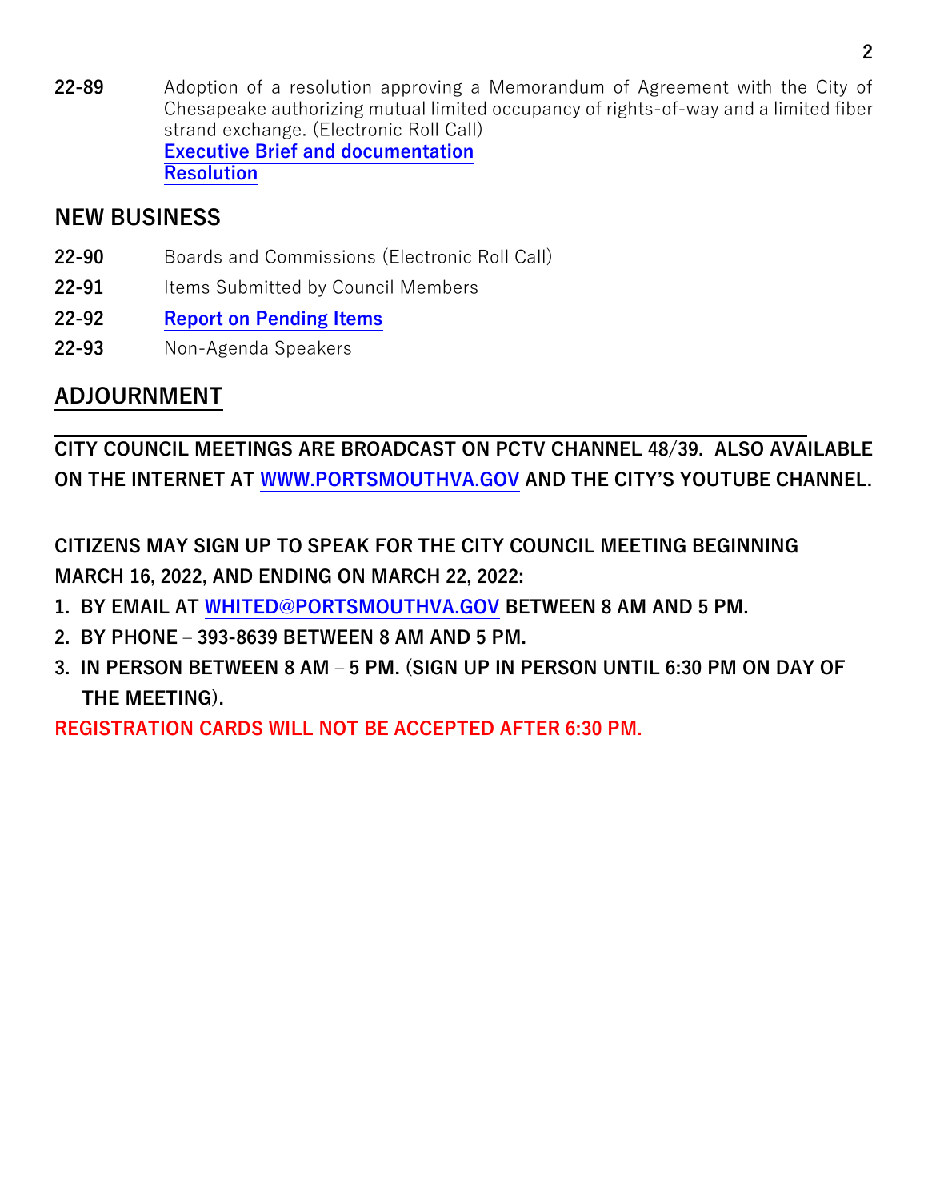**22-89** Adoption of a resolution approving a Memorandum of Agreement with the City of Chesapeake authorizing mutual limited occupancy of rights-of-way and a limited fiber strand exchange. (Electronic Roll Call)
**Executive Brief and documentation**
**Resolution**

## NEW BUSINESS

**22-90** Boards and Commissions (Electronic Roll Call)

**22-91** Items Submitted by Council Members

**22-92** **Report on Pending Items**

**22-93** Non-Agenda Speakers

## ADJOURNMENT

---

**CITY COUNCIL MEETINGS ARE BROADCAST ON PCTV CHANNEL 48/39. ALSO AVAILABLE ON THE INTERNET AT WWW.PORTSMOUTHVA.GOV AND THE CITY'S YOUTUBE CHANNEL.**

**CITIZENS MAY SIGN UP TO SPEAK FOR THE CITY COUNCIL MEETING BEGINNING MARCH 16, 2022, AND ENDING ON MARCH 22, 2022:**

1. **BY EMAIL AT WHITED@PORTSMOUTHVA.GOV BETWEEN 8 AM AND 5 PM.**
2. **BY PHONE – 393-8639 BETWEEN 8 AM AND 5 PM.**
3. **IN PERSON BETWEEN 8 AM – 5 PM. (SIGN UP IN PERSON UNTIL 6:30 PM ON DAY OF THE MEETING).**

**REGISTRATION CARDS WILL NOT BE ACCEPTED AFTER 6:30 PM.**